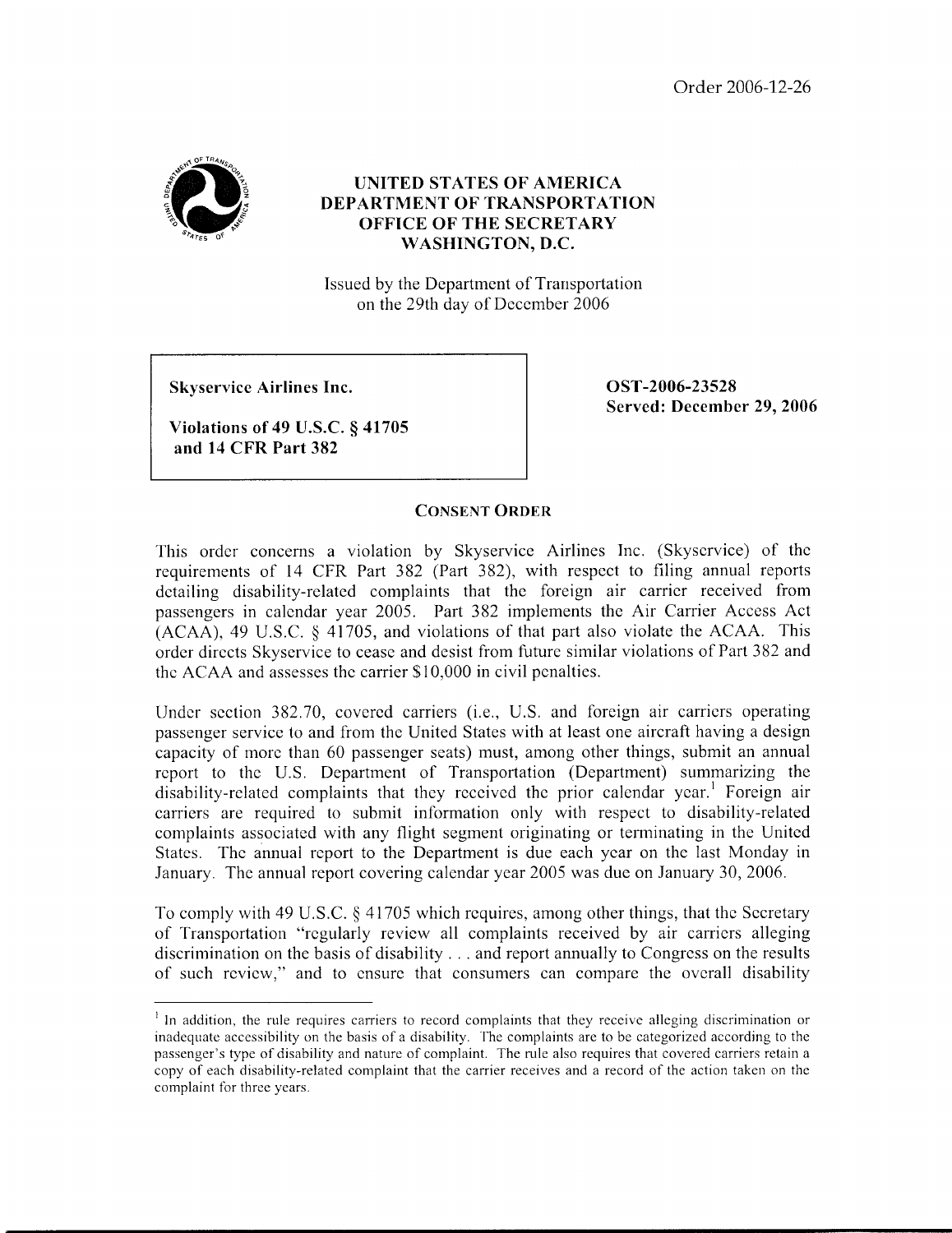Order 2006-12-26

# UNITED STATES OF AMERICA
# DEPARTMENT OF TRANSPORTATION
# OFFICE OF THE SECRETARY
# WASHINGTON, D.C.

Issued by the Department of Transportation on the 29th day of December 2006

| | |
|---|---|
| **Skyservice Airlines Inc.**<br><br>**Violations of 49 U.S.C. § 41705 and 14 CFR Part 382** | **OST-2006-23528**<br>**Served: December 29, 2006** |

## CONSENT ORDER

This order concerns a violation by Skyservice Airlines Inc. (Skyservice) of the requirements of 14 CFR Part 382 (Part 382), with respect to filing annual reports detailing disability-related complaints that the foreign air carrier received from passengers in calendar year 2005. Part 382 implements the Air Carrier Access Act (ACAA), 49 U.S.C. § 41705, and violations of that part also violate the ACAA. This order directs Skyservice to cease and desist from future similar violations of Part 382 and the ACAA and assesses the carrier $10,000 in civil penalties.

Under section 382.70, covered carriers (i.e., U.S. and foreign air carriers operating passenger service to and from the United States with at least one aircraft having a design capacity of more than 60 passenger seats) must, among other things, submit an annual report to the U.S. Department of Transportation (Department) summarizing the disability-related complaints that they received the prior calendar year.[1] Foreign air carriers are required to submit information only with respect to disability-related complaints associated with any flight segment originating or terminating in the United States. The annual report to the Department is due each year on the last Monday in January. The annual report covering calendar year 2005 was due on January 30, 2006.

To comply with 49 U.S.C. § 41705 which requires, among other things, that the Secretary of Transportation "regularly review all complaints received by air carriers alleging discrimination on the basis of disability . . . and report annually to Congress on the results of such review," and to ensure that consumers can compare the overall disability

---

[1] In addition, the rule requires carriers to record complaints that they receive alleging discrimination or inadequate accessibility on the basis of a disability. The complaints are to be categorized according to the passenger's type of disability and nature of complaint. The rule also requires that covered carriers retain a copy of each disability-related complaint that the carrier receives and a record of the action taken on the complaint for three years.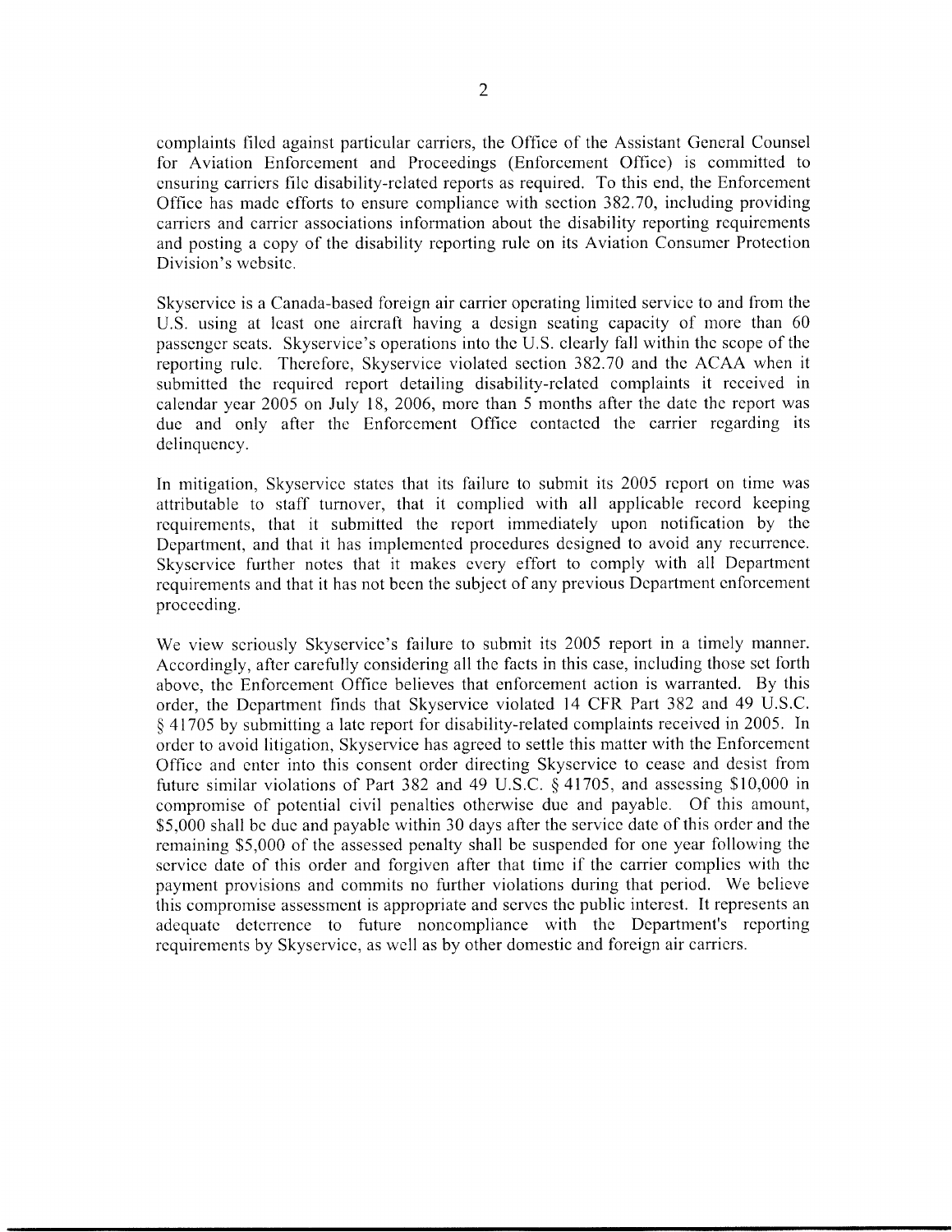complaints filed against particular carriers, the Office of the Assistant General Counsel for Aviation Enforcement and Proceedings (Enforcement Office) is committed to ensuring carriers file disability-related reports as required. To this end, the Enforcement Office has made efforts to ensure compliance with section 382.70, including providing carriers and carrier associations information about the disability reporting requirements and posting a copy of the disability reporting rule on its Aviation Consumer Protection Division's website.

Skyservice is a Canada-based foreign air carrier operating limited service to and from the U.S. using at least one aircraft having a design seating capacity of more than 60 passenger seats. Skyservice's operations into the U.S. clearly fall within the scope of the reporting rule. Therefore, Skyservice violated section 382.70 and the ACAA when it submitted the required report detailing disability-related complaints it received in calendar year 2005 on July 18, 2006, more than 5 months after the date the report was due and only after the Enforcement Office contacted the carrier regarding its delinquency.

In mitigation, Skyservice states that its failure to submit its 2005 report on time was attributable to staff turnover, that it complied with all applicable record keeping requirements, that it submitted the report immediately upon notification by the Department, and that it has implemented procedures designed to avoid any recurrence. Skyservice further notes that it makes every effort to comply with all Department requirements and that it has not been the subject of any previous Department enforcement proceeding.

We view seriously Skyservice's failure to submit its 2005 report in a timely manner. Accordingly, after carefully considering all the facts in this case, including those set forth above, the Enforcement Office believes that enforcement action is warranted. By this order, the Department finds that Skyservice violated 14 CFR Part 382 and 49 U.S.C. § 41705 by submitting a late report for disability-related complaints received in 2005. In order to avoid litigation, Skyservice has agreed to settle this matter with the Enforcement Office and enter into this consent order directing Skyservice to cease and desist from future similar violations of Part 382 and 49 U.S.C. § 41705, and assessing $10,000 in compromise of potential civil penalties otherwise due and payable. Of this amount, $5,000 shall be due and payable within 30 days after the service date of this order and the remaining $5,000 of the assessed penalty shall be suspended for one year following the service date of this order and forgiven after that time if the carrier complies with the payment provisions and commits no further violations during that period. We believe this compromise assessment is appropriate and serves the public interest. It represents an adequate deterrence to future noncompliance with the Department's reporting requirements by Skyservice, as well as by other domestic and foreign air carriers.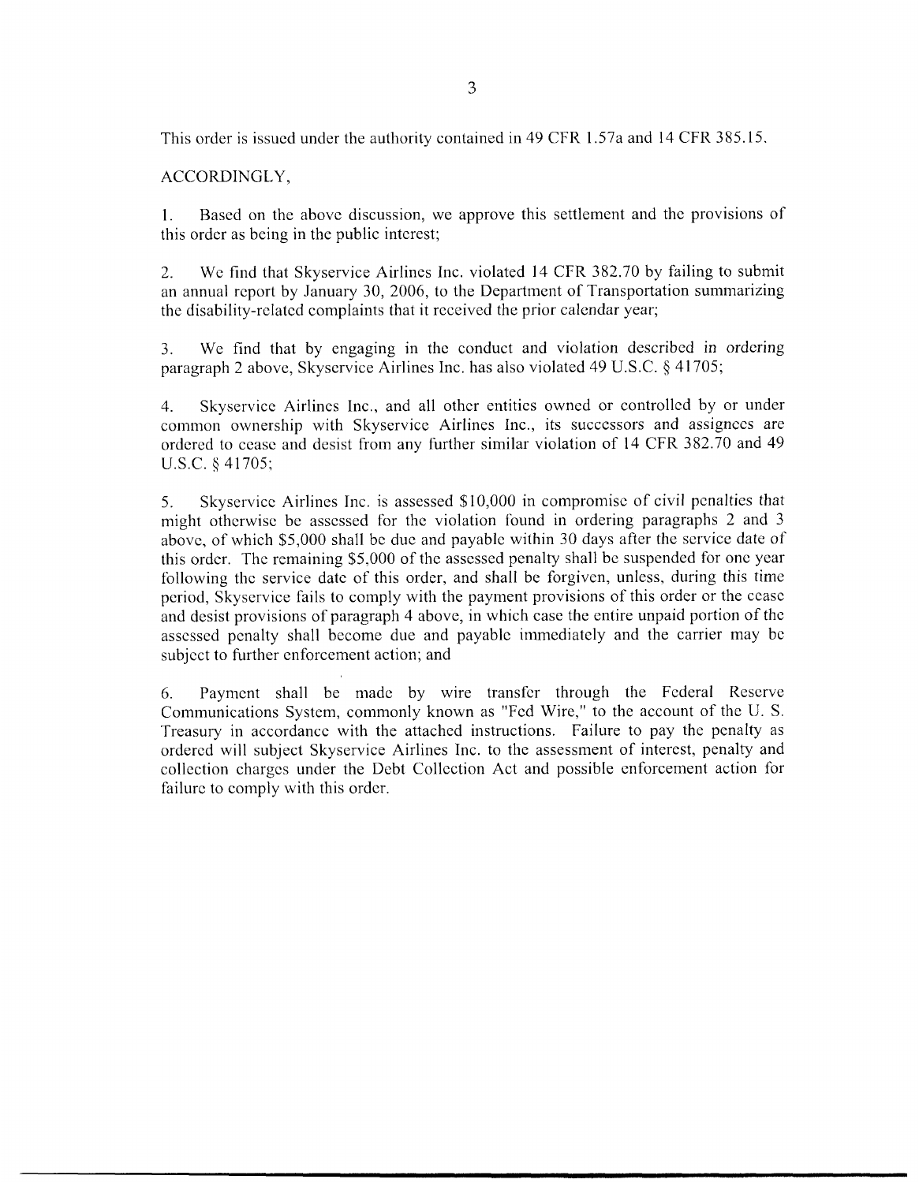This order is issued under the authority contained in 49 CFR 1.57a and 14 CFR 385.15.

ACCORDINGLY,

1. Based on the above discussion, we approve this settlement and the provisions of this order as being in the public interest;

2. We find that Skyservice Airlines Inc. violated 14 CFR 382.70 by failing to submit an annual report by January 30, 2006, to the Department of Transportation summarizing the disability-related complaints that it received the prior calendar year;

3. We find that by engaging in the conduct and violation described in ordering paragraph 2 above, Skyservice Airlines Inc. has also violated 49 U.S.C. § 41705;

4. Skyservice Airlines Inc., and all other entities owned or controlled by or under common ownership with Skyservice Airlines Inc., its successors and assignees are ordered to cease and desist from any further similar violation of 14 CFR 382.70 and 49 U.S.C. § 41705;

5. Skyservice Airlines Inc. is assessed $10,000 in compromise of civil penalties that might otherwise be assessed for the violation found in ordering paragraphs 2 and 3 above, of which $5,000 shall be due and payable within 30 days after the service date of this order. The remaining $5,000 of the assessed penalty shall be suspended for one year following the service date of this order, and shall be forgiven, unless, during this time period, Skyservice fails to comply with the payment provisions of this order or the cease and desist provisions of paragraph 4 above, in which case the entire unpaid portion of the assessed penalty shall become due and payable immediately and the carrier may be subject to further enforcement action; and

6. Payment shall be made by wire transfer through the Federal Reserve Communications System, commonly known as "Fed Wire," to the account of the U. S. Treasury in accordance with the attached instructions. Failure to pay the penalty as ordered will subject Skyservice Airlines Inc. to the assessment of interest, penalty and collection charges under the Debt Collection Act and possible enforcement action for failure to comply with this order.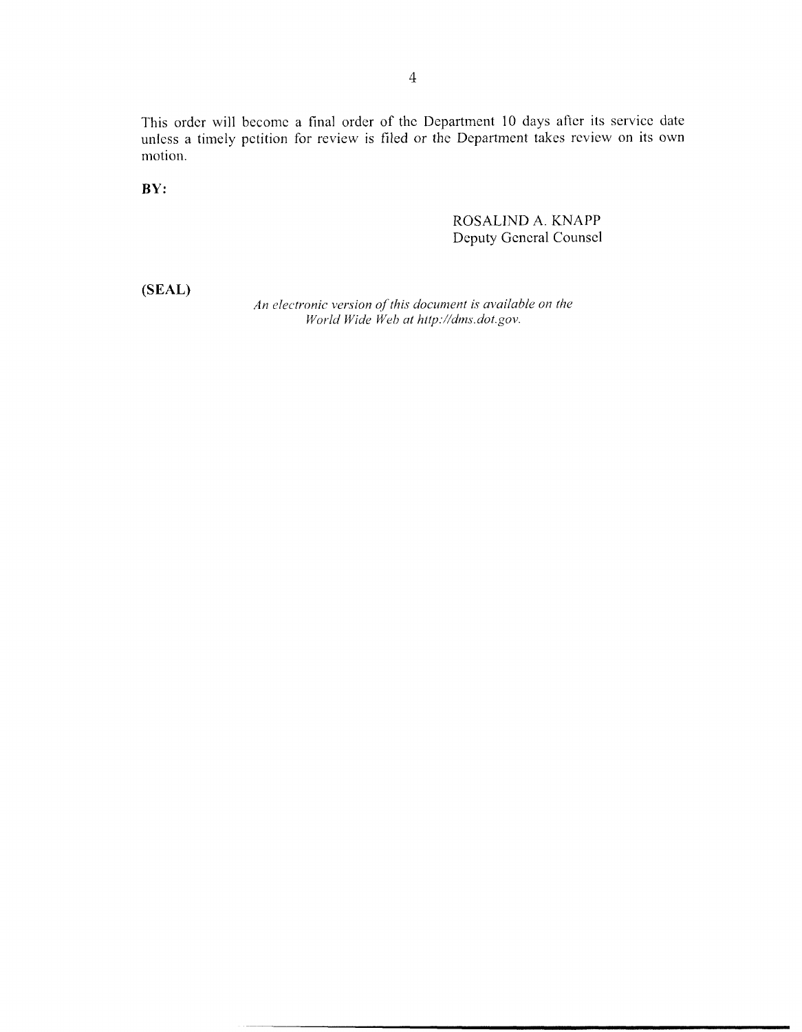This order will become a final order of the Department 10 days after its service date unless a timely petition for review is filed or the Department takes review on its own motion.

**BY:**

ROSALIND A. KNAPP
Deputy General Counsel

**(SEAL)**

*An electronic version of this document is available on the World Wide Web at http://dms.dot.gov.*